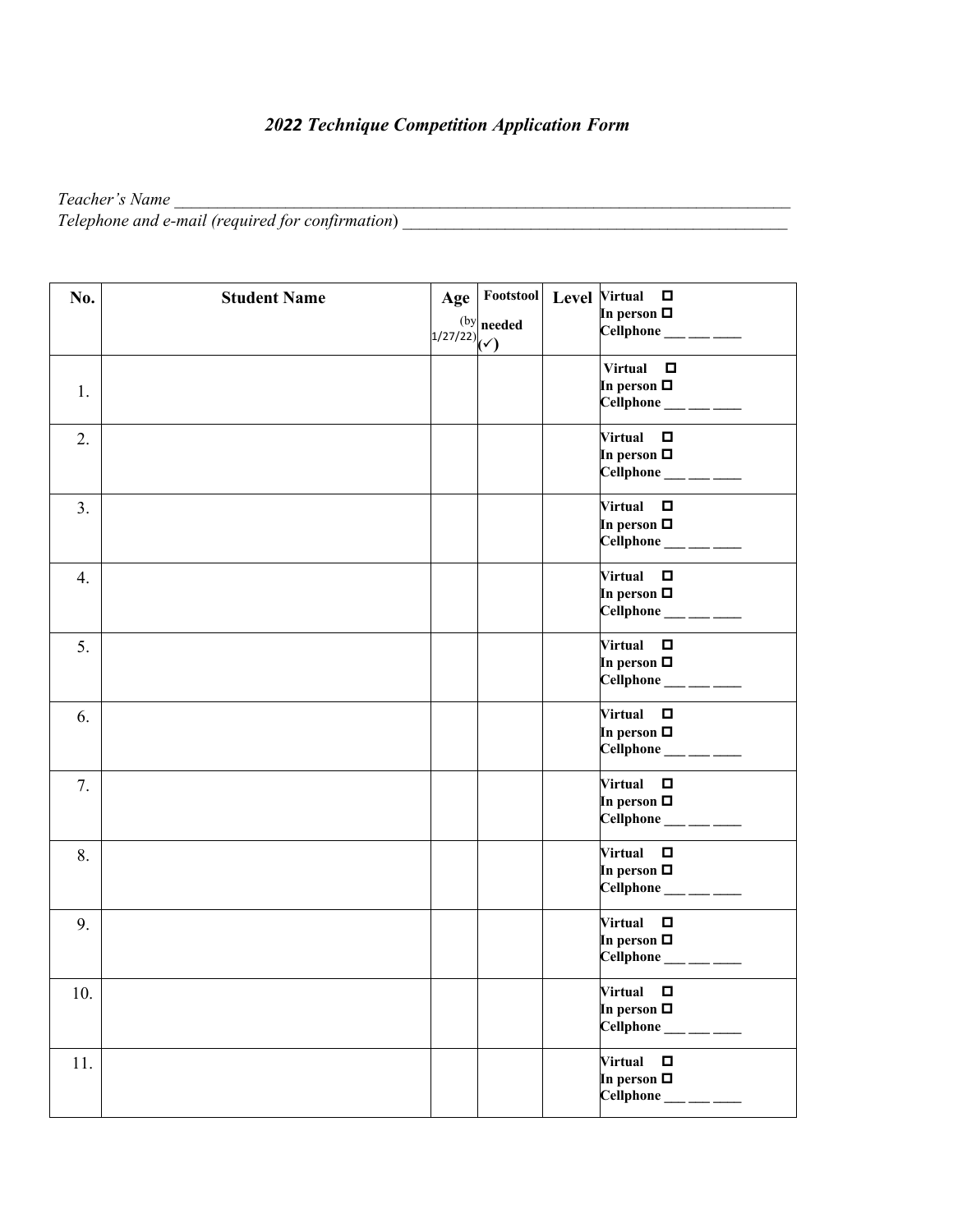*2022 Technique Competition Application Form*

*Teacher's Name* ______________________________________________________________________________

*Telephone and e-mail (required for confirmation)* _______________________________________________

| No. | Student Name | Age (by 1/27/22) | Footstool needed (✓) | Level | Virtual ☐ In person ☐ Cellphone ___ ___ ____ |
|---|---|---|---|---|---|
| 1. | | | | | Virtual ☐ In person ☐ Cellphone ___ ___ ____ |
| 2. | | | | | Virtual ☐ In person ☐ Cellphone ___ ___ ____ |
| 3. | | | | | Virtual ☐ In person ☐ Cellphone ___ ___ ____ |
| 4. | | | | | Virtual ☐ In person ☐ Cellphone ___ ___ ____ |
| 5. | | | | | Virtual ☐ In person ☐ Cellphone ___ ___ ____ |
| 6. | | | | | Virtual ☐ In person ☐ Cellphone ___ ___ ____ |
| 7. | | | | | Virtual ☐ In person ☐ Cellphone ___ ___ ____ |
| 8. | | | | | Virtual ☐ In person ☐ Cellphone ___ ___ ____ |
| 9. | | | | | Virtual ☐ In person ☐ Cellphone ___ ___ ____ |
| 10. | | | | | Virtual ☐ In person ☐ Cellphone ___ ___ ____ |
| 11. | | | | | Virtual ☐ In person ☐ Cellphone ___ ___ ____ |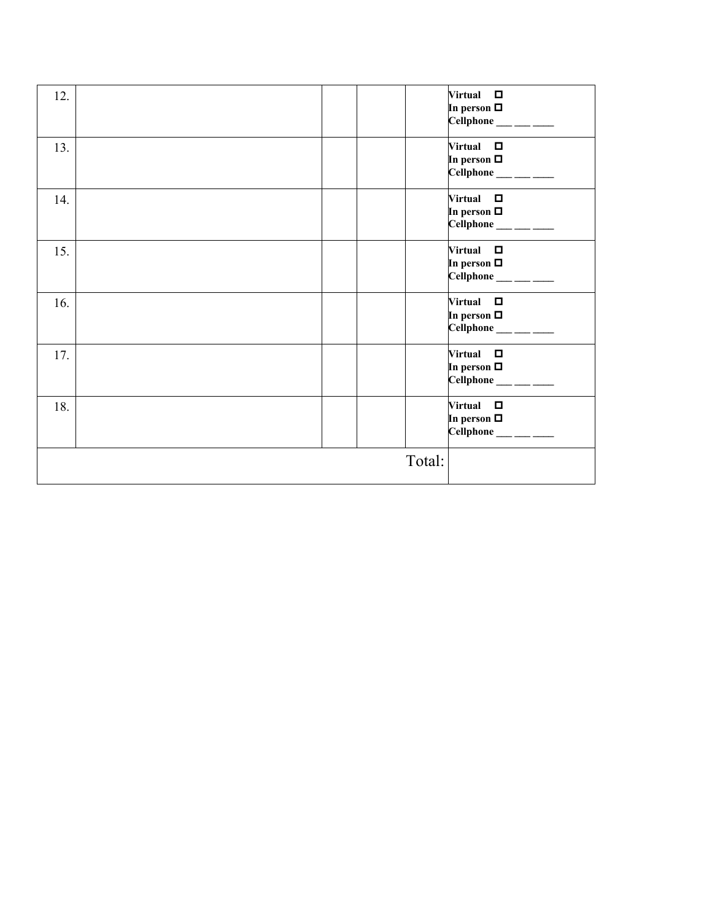| | | | | | |
|---|---|---|---|---|---|
| 12. | | | | | **Virtual** ☐ **In person** ☐ **Cellphone ___ ___ ____** |
| 13. | | | | | **Virtual** ☐ **In person** ☐ **Cellphone ___ ___ ____** |
| 14. | | | | | **Virtual** ☐ **In person** ☐ **Cellphone ___ ___ ____** |
| 15. | | | | | **Virtual** ☐ **In person** ☐ **Cellphone ___ ___ ____** |
| 16. | | | | | **Virtual** ☐ **In person** ☐ **Cellphone ___ ___ ____** |
| 17. | | | | | **Virtual** ☐ **In person** ☐ **Cellphone ___ ___ ____** |
| 18. | | | | | **Virtual** ☐ **In person** ☐ **Cellphone ___ ___ ____** |
| | | | | Total: | |